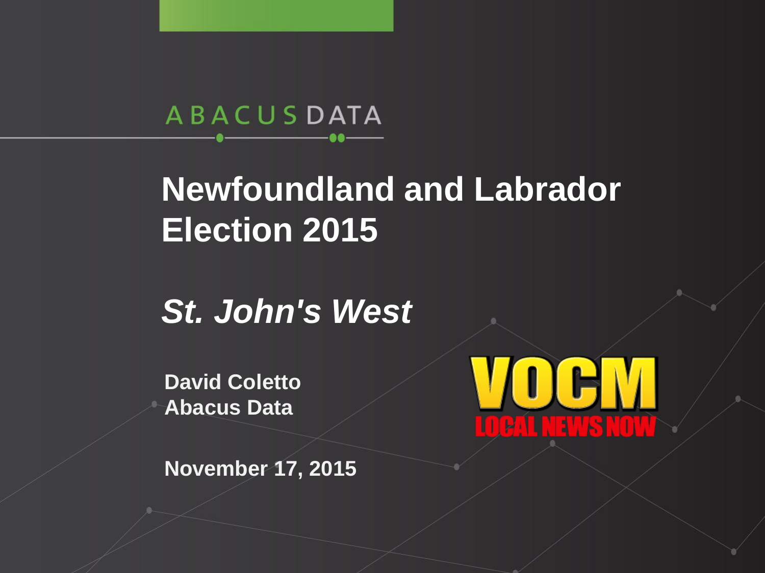ABACUS DATA

# Newfoundland and Labrador Election 2015

## *St. John's West*

**David Coletto**
**Abacus Data**

VOCM
LOCAL NEWS NOW

**November 17, 2015**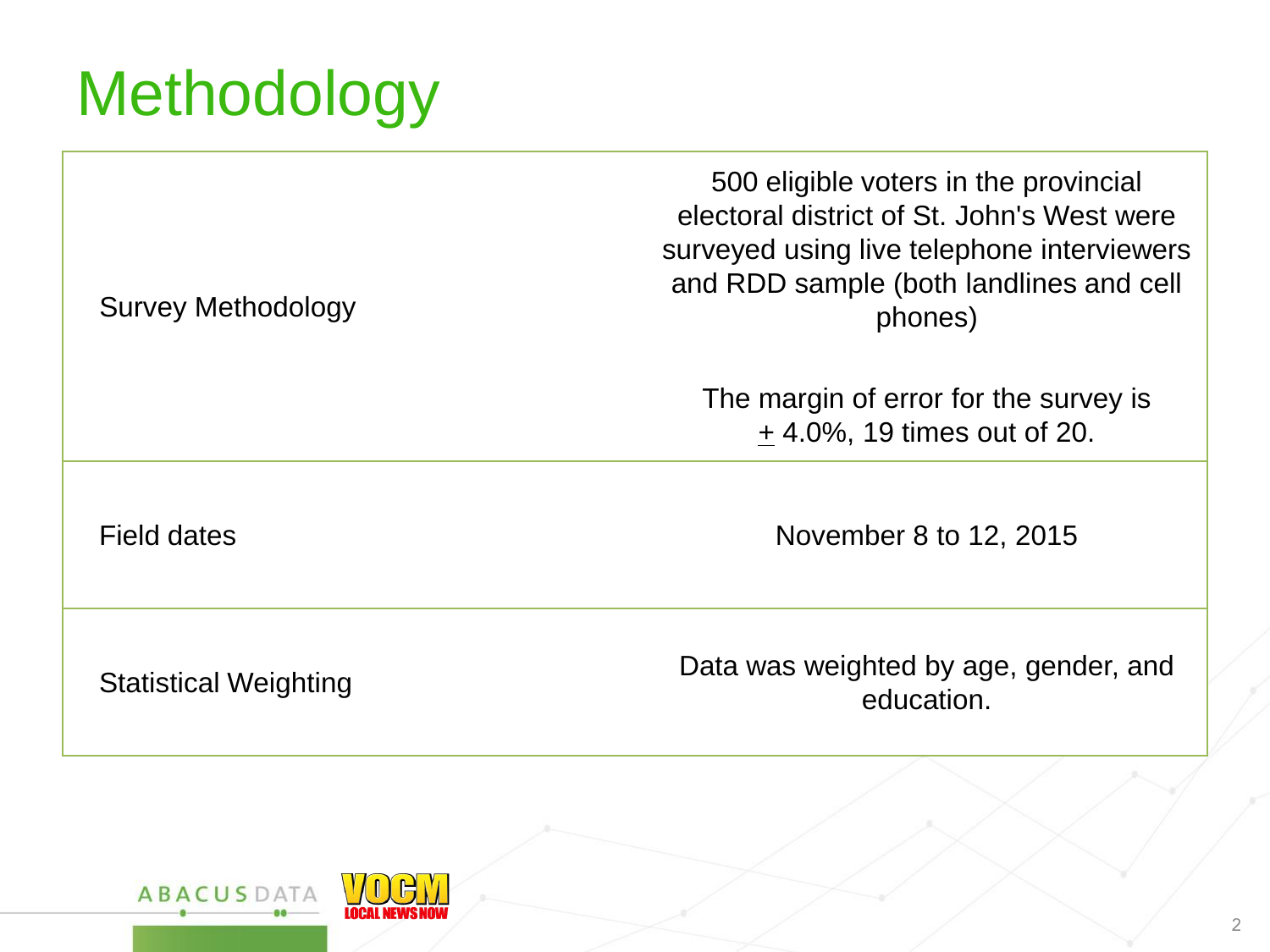# Methodology

| | |
|---|---|
| Survey Methodology | 500 eligible voters in the provincial electoral district of St. John's West were surveyed using live telephone interviewers and RDD sample (both landlines and cell phones)<br><br>The margin of error for the survey is ± 4.0%, 19 times out of 20. |
| Field dates | November 8 to 12, 2015 |
| Statistical Weighting | Data was weighted by age, gender, and education. |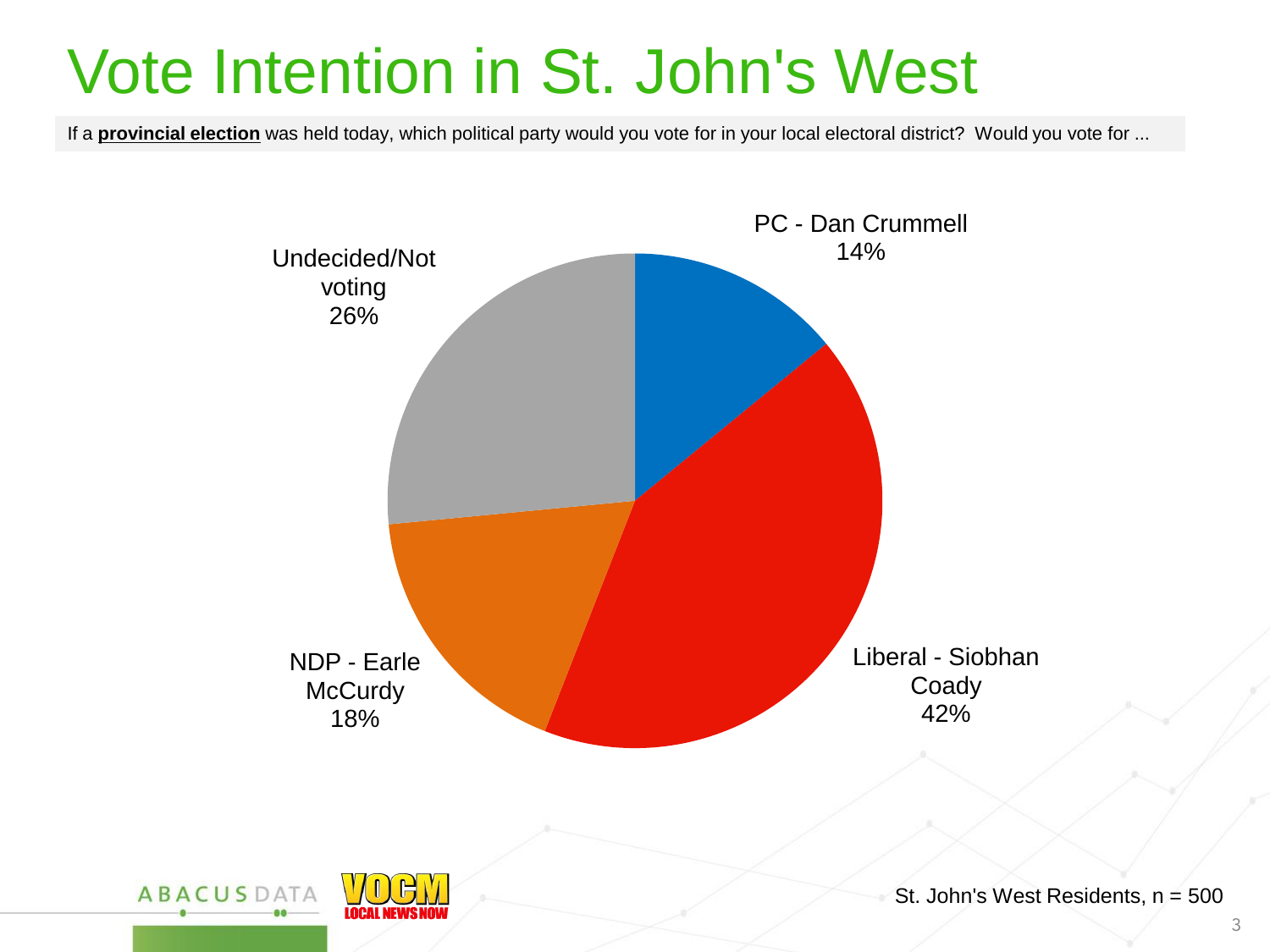# Vote Intention in St. John's West

If a **provincial election** was held today, which political party would you vote for in your local electoral district? Would you vote for ...

PC - Dan Crummell
14%

Liberal - Siobhan Coady
42%

NDP - Earle McCurdy
18%

Undecided/Not voting
26%

St. John's West Residents, n = 500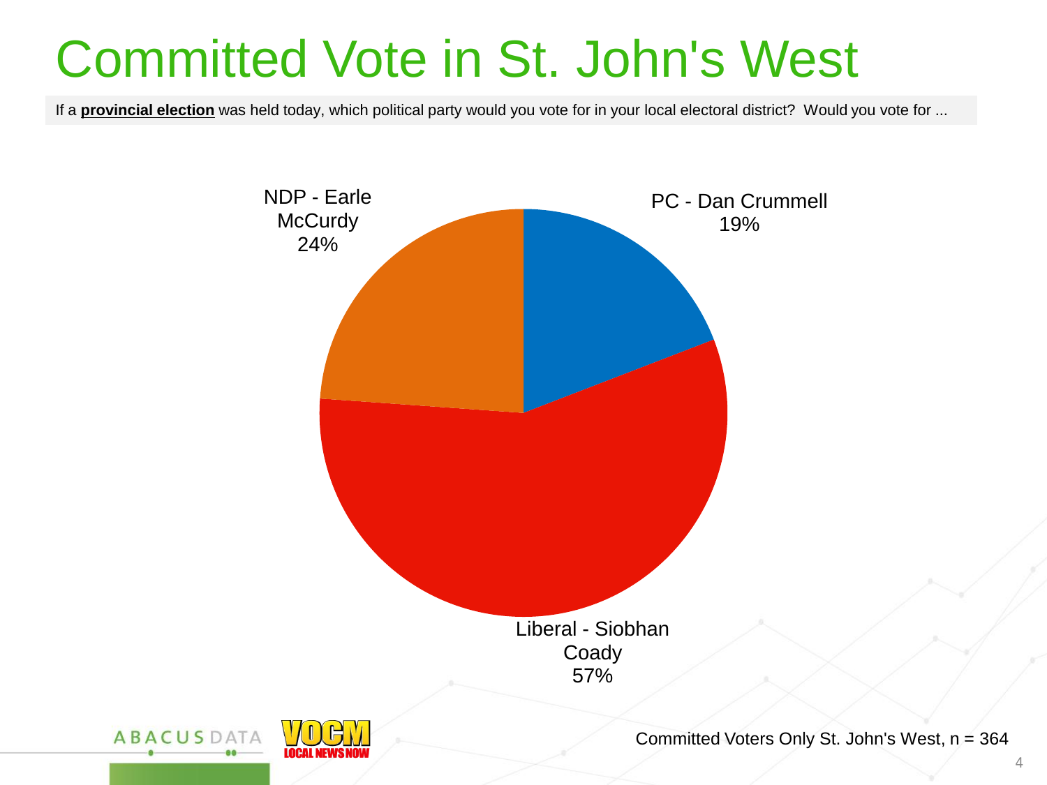# Committed Vote in St. John's West

If a **provincial election** was held today, which political party would you vote for in your local electoral district? Would you vote for ...

NDP - Earle McCurdy 24%

PC - Dan Crummell 19%

Liberal - Siobhan Coady 57%

Committed Voters Only St. John's West, n = 364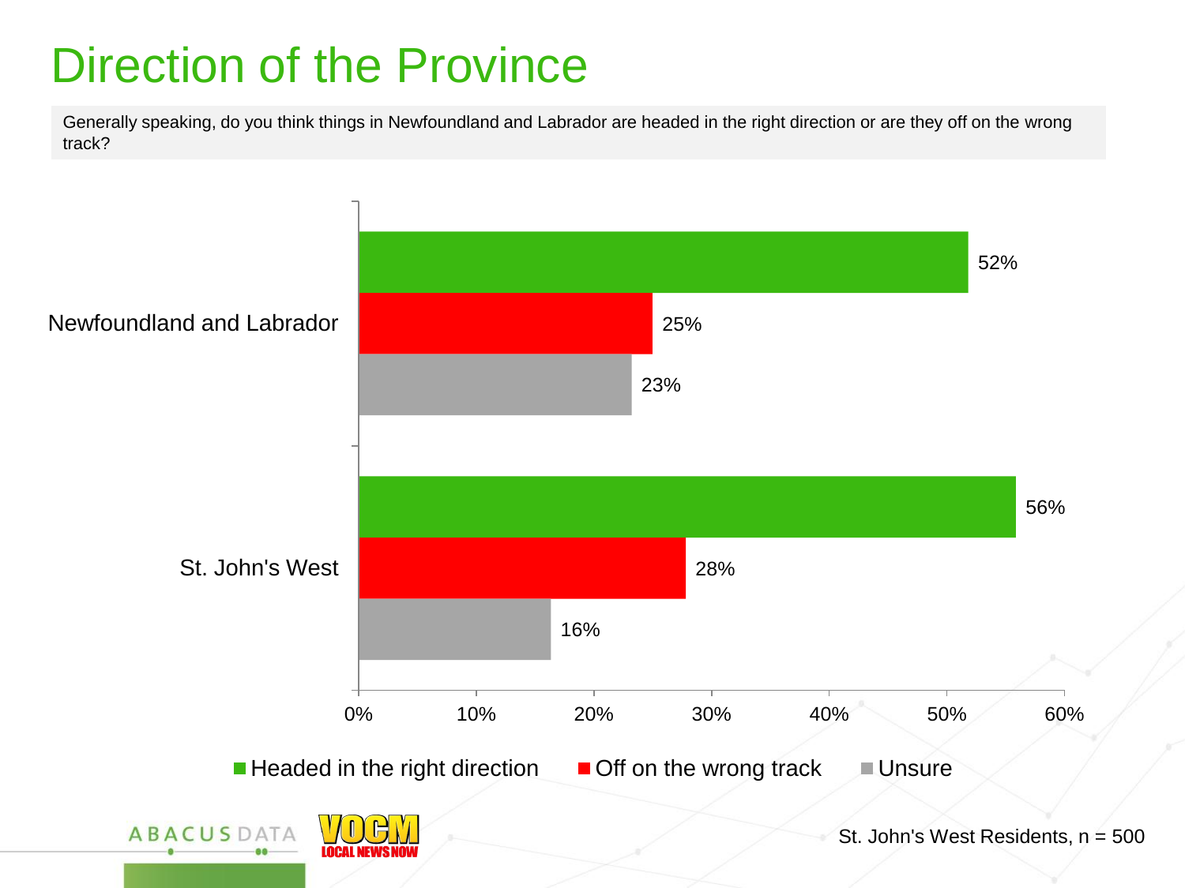# Direction of the Province

Generally speaking, do you think things in Newfoundland and Labrador are headed in the right direction or are they off on the wrong track?

| | Headed in the right direction | Off on the wrong track | Unsure |
|---|---|---|---|
| Newfoundland and Labrador | 52% | 25% | 23% |
| St. John's West | 56% | 28% | 16% |

St. John's West Residents, n = 500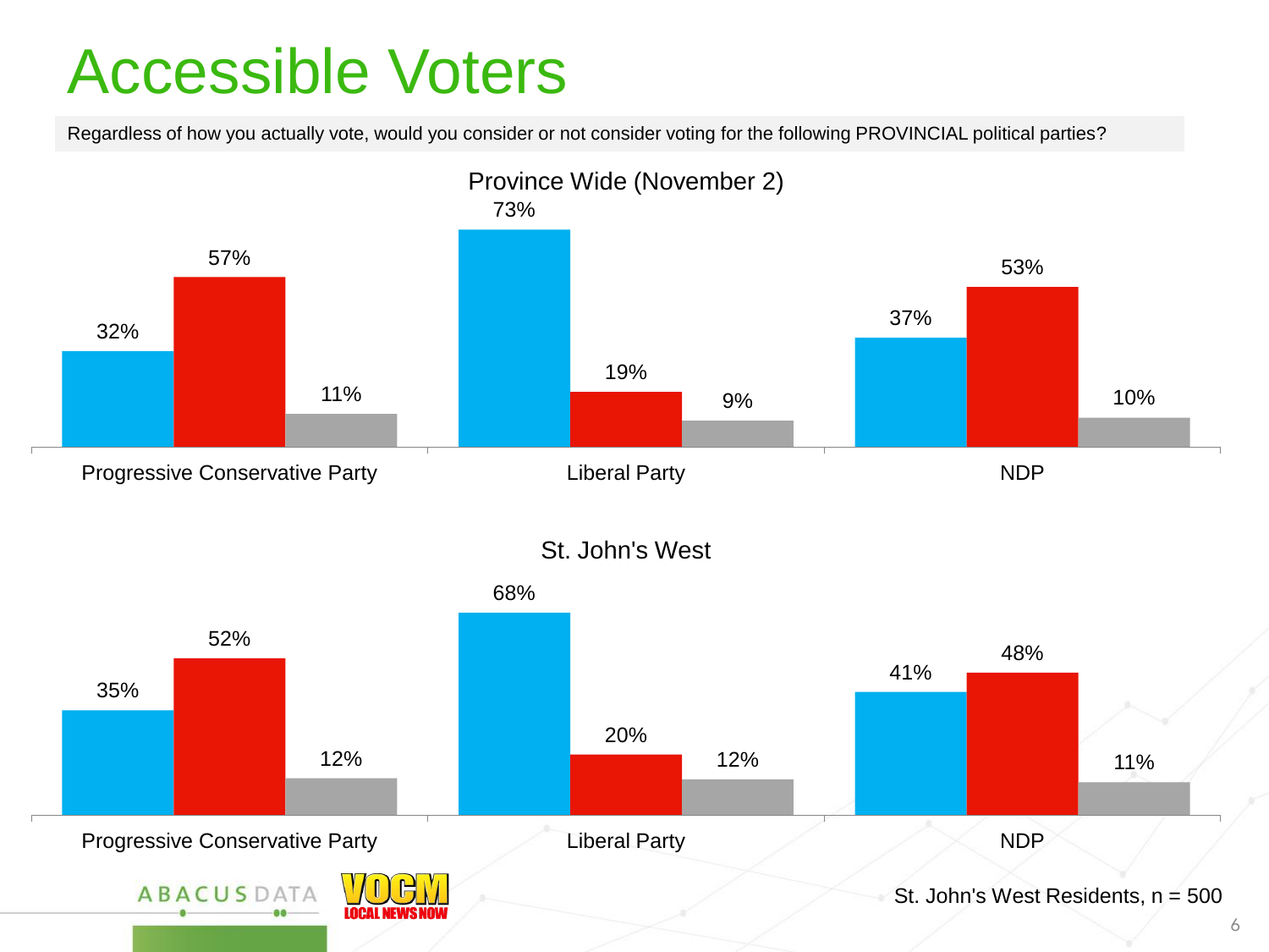# Accessible Voters

Regardless of how you actually vote, would you consider or not consider voting for the following PROVINCIAL political parties?

### Province Wide (November 2)

| Party | Blue | Red | Grey |
|---|---|---|---|
| Progressive Conservative Party | 32% | 57% | 11% |
| Liberal Party | 73% | 19% | 9% |
| NDP | 37% | 53% | 10% |

### St. John's West

| Party | Blue | Red | Grey |
|---|---|---|---|
| Progressive Conservative Party | 35% | 52% | 12% |
| Liberal Party | 68% | 20% | 12% |
| NDP | 41% | 48% | 11% |

St. John's West Residents, n = 500

ABACUS DATA | VOCM LOCAL NEWS NOW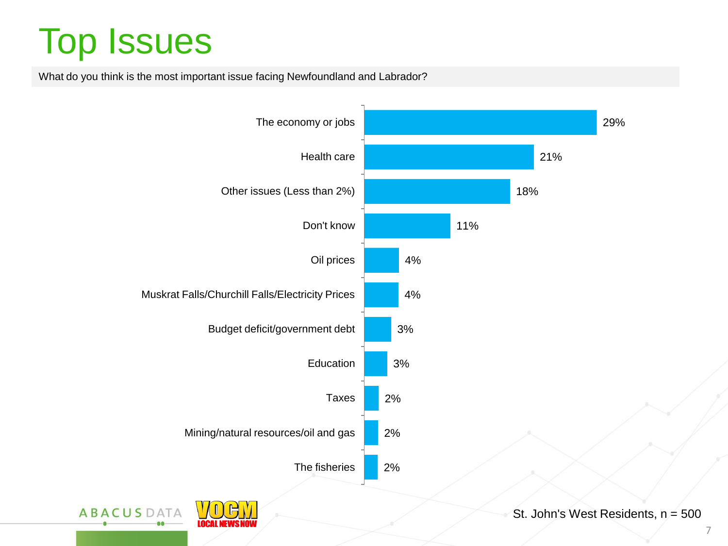# Top Issues

What do you think is the most important issue facing Newfoundland and Labrador?

| Issue | % |
|---|---|
| The economy or jobs | 29% |
| Health care | 21% |
| Other issues (Less than 2%) | 18% |
| Don't know | 11% |
| Oil prices | 4% |
| Muskrat Falls/Churchill Falls/Electricity Prices | 4% |
| Budget deficit/government debt | 3% |
| Education | 3% |
| Taxes | 2% |
| Mining/natural resources/oil and gas | 2% |
| The fisheries | 2% |

St. John's West Residents, n = 500

ABACUS DATA | VOCM LOCAL NEWS NOW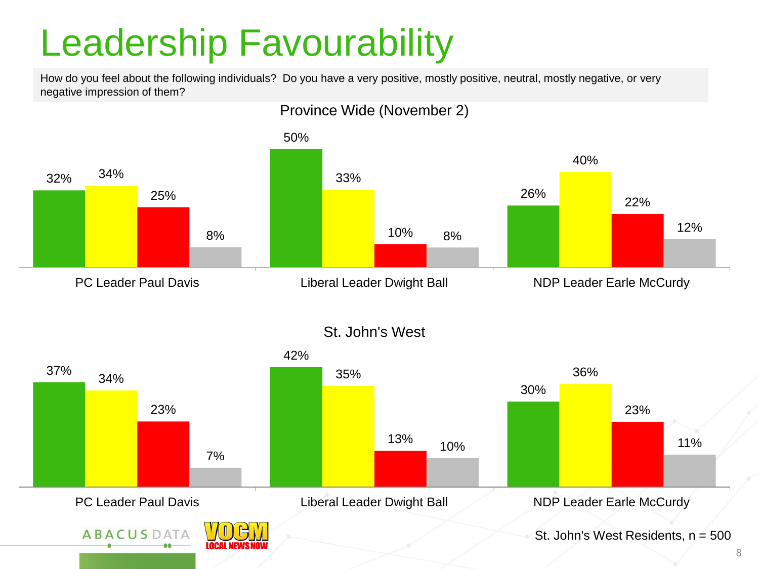# Leadership Favourability

How do you feel about the following individuals? Do you have a very positive, mostly positive, neutral, mostly negative, or very negative impression of them?

## Province Wide (November 2)

| | Green | Yellow | Red | Grey |
|---|---|---|---|---|
| PC Leader Paul Davis | 32% | 34% | 25% | 8% |
| Liberal Leader Dwight Ball | 50% | 33% | 10% | 8% |
| NDP Leader Earle McCurdy | 26% | 40% | 22% | 12% |

## St. John's West

| | Green | Yellow | Red | Grey |
|---|---|---|---|---|
| PC Leader Paul Davis | 37% | 34% | 23% | 7% |
| Liberal Leader Dwight Ball | 42% | 35% | 13% | 10% |
| NDP Leader Earle McCurdy | 30% | 36% | 23% | 11% |

St. John's West Residents, n = 500

ABACUS DATA | VOCM LOCAL NEWS NOW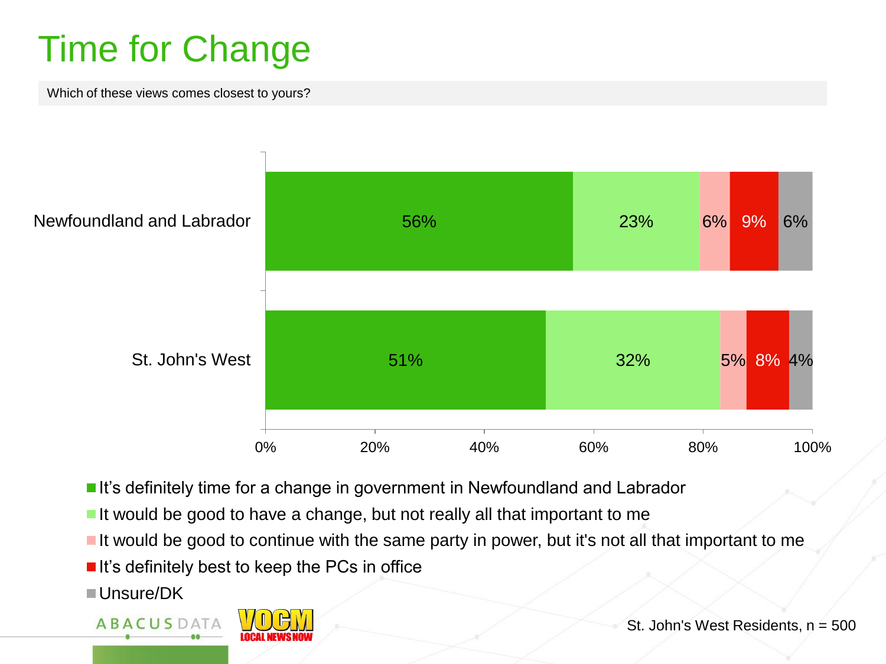# Time for Change

Which of these views comes closest to yours?

| | It's definitely time for a change in government in Newfoundland and Labrador | It would be good to have a change, but not really all that important to me | It would be good to continue with the same party in power, but it's not all that important to me | It's definitely best to keep the PCs in office | Unsure/DK |
|---|---|---|---|---|---|
| Newfoundland and Labrador | 56% | 23% | 6% | 9% | 6% |
| St. John's West | 51% | 32% | 5% | 8% | 4% |

St. John's West Residents, n = 500

ABACUS DATA

VOCM LOCAL NEWS NOW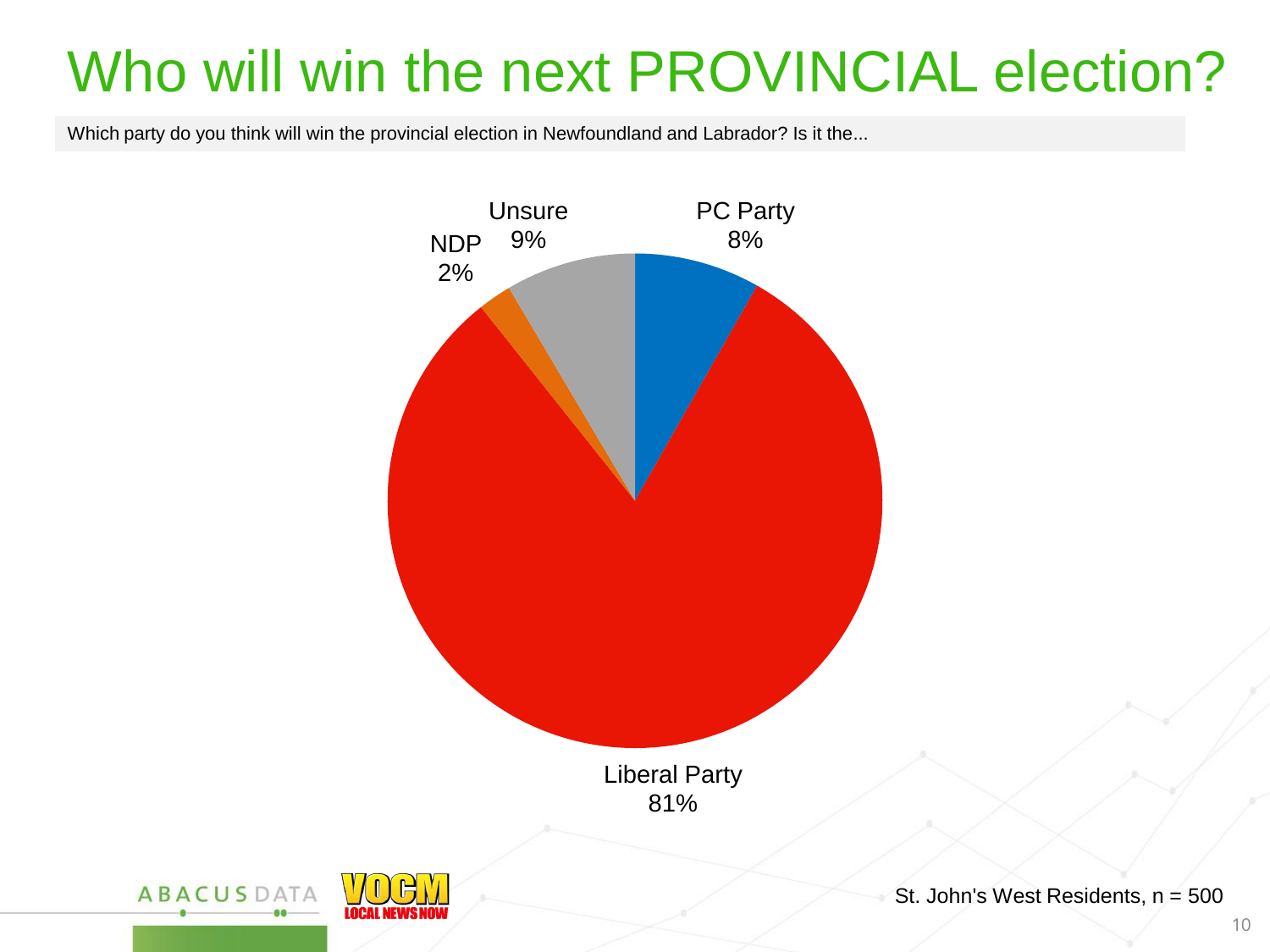# Who will win the next PROVINCIAL election?

Which party do you think will win the provincial election in Newfoundland and Labrador? Is it the...

| Response | % |
|---|---|
| Liberal Party | 81% |
| PC Party | 8% |
| NDP | 2% |
| Unsure | 9% |

St. John's West Residents, n = 500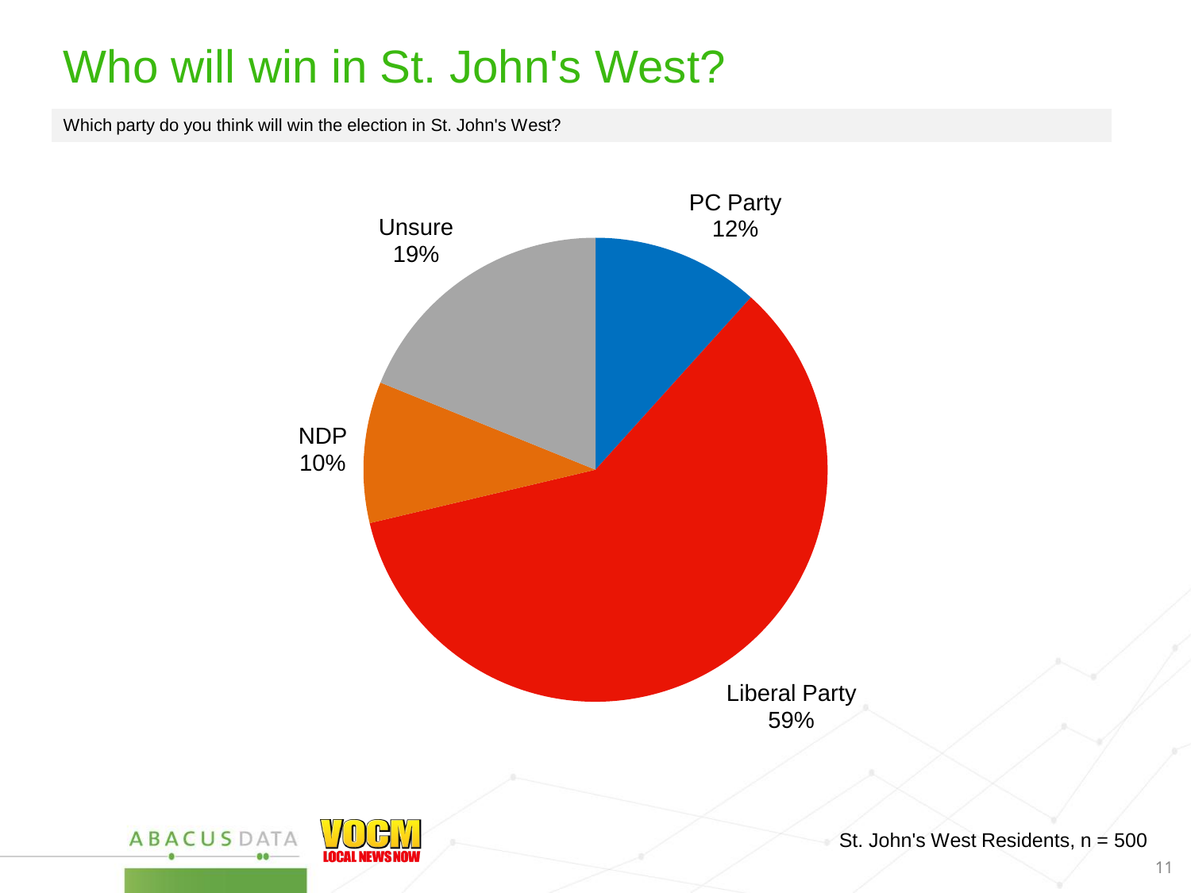# Who will win in St. John's West?

Which party do you think will win the election in St. John's West?

| Party | % |
|---|---|
| PC Party | 12% |
| Liberal Party | 59% |
| NDP | 10% |
| Unsure | 19% |

St. John's West Residents, n = 500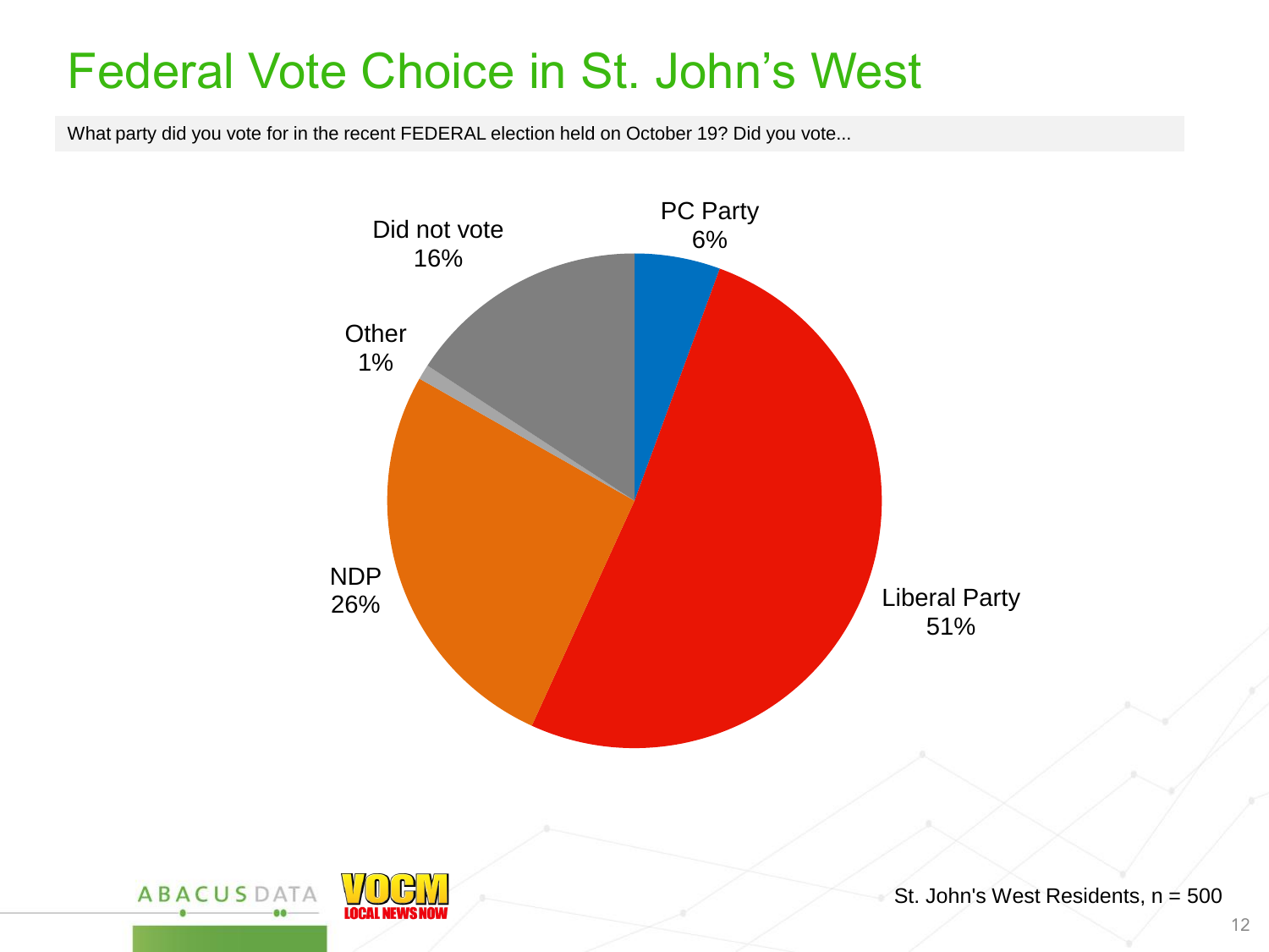# Federal Vote Choice in St. John's West

What party did you vote for in the recent FEDERAL election held on October 19? Did you vote...

| Response | % |
|---|---|
| PC Party | 6% |
| Liberal Party | 51% |
| NDP | 26% |
| Other | 1% |
| Did not vote | 16% |

St. John's West Residents, n = 500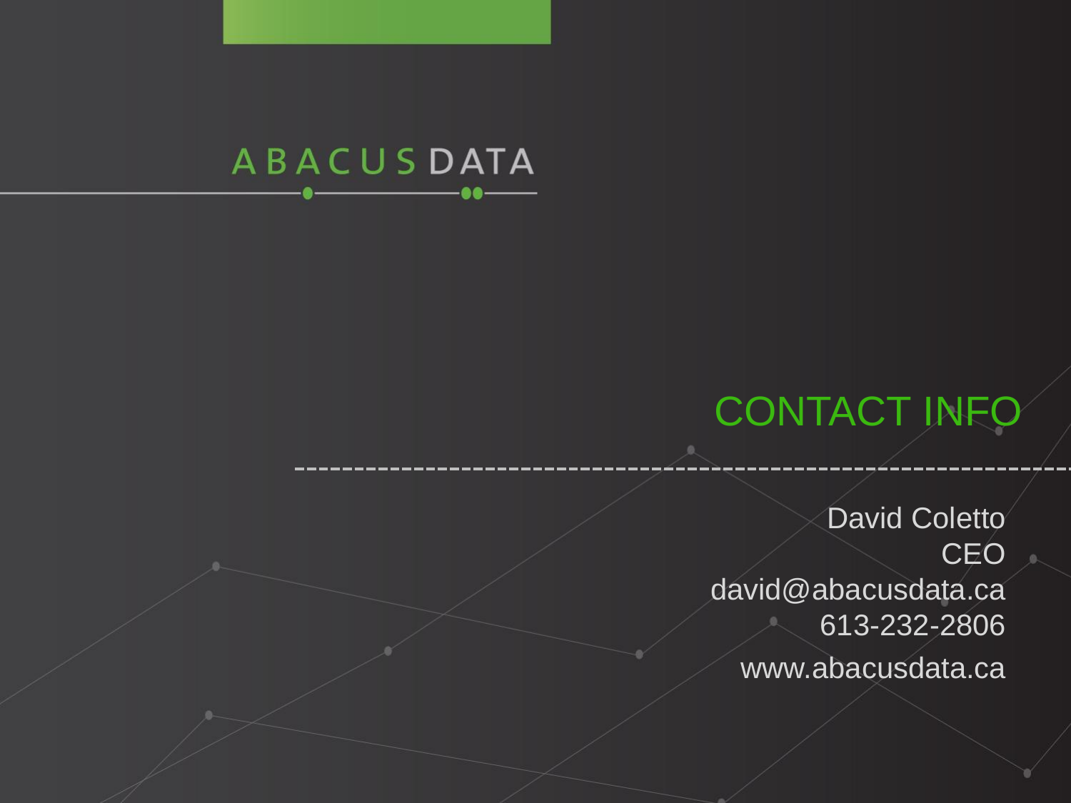ABACUS DATA

## CONTACT INFO

David Coletto
CEO
david@abacusdata.ca
613-232-2806
www.abacusdata.ca